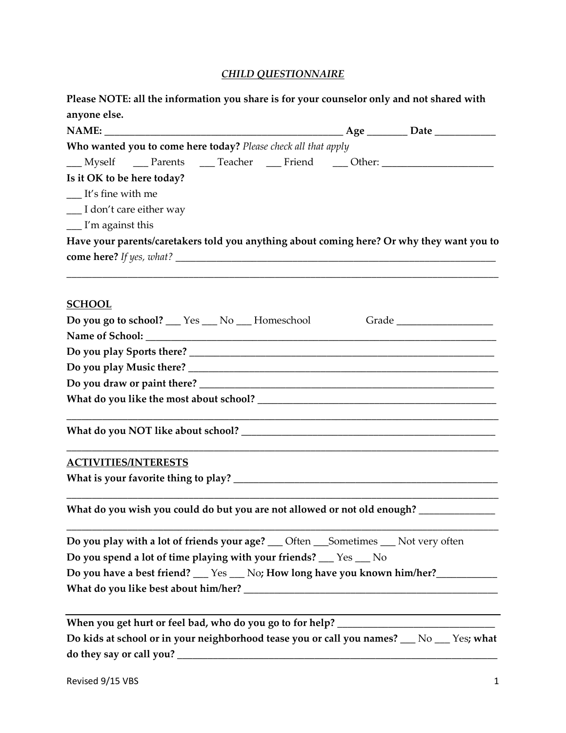# *CHILD QUESTIONNAIRE*

**Please NOTE: all the information you share is for your counselor only and not shared with anyone else.**

**NAME:** ______________________________________________ **Age** ________ **Date** ___________

**Who wanted you to come here today?** *Please check all that apply*

___ Myself ___ Parents ___ Teacher ___ Friend ___ Other: ______________________

**Is it OK to be here today?**

___ It's fine with me

___ I don't care either way

___ I'm against this

**Have your parents/caretakers told you anything about coming here? Or why they want you to come here?** *If yes, what?* ________________________________________________________________

_____________________________________________________________________________________

## SCHOOL

**Do you go to school?** ___ Yes ___ No ___ Homeschool Grade ___________________

**Name of School:** ______________________________________________________________________

**Do you play Sports there?** _______________________________________________________________

**Do you play Music there?** ________________________________________________________________

**Do you draw or paint there?** _____________________________________________________________

**What do you like the most about school?** _________________________________________________

_____________________________________________________________________________________

**What do you NOT like about school?** _____________________________________________________

_____________________________________________________________________________________

## ACTIVITIES/INTERESTS

**What is your favorite thing to play?** _____________________________________________________

_____________________________________________________________________________________

**What do you wish you could do but you are not allowed or not old enough?** _______________

_____________________________________________________________________________________

**Do you play with a lot of friends your age?** ___ Often ___Sometimes ___ Not very often

**Do you spend a lot of time playing with your friends?** ___ Yes ___ No

**Do you have a best friend?** ___ Yes ___ No**; How long have you known him/her?**____________

**What do you like best about him/her?** ____________________________________________________

_____________________________________________________________________________________

**When you get hurt or feel bad, who do you go to for help?** _______________________________

**Do kids at school or in your neighborhood tease you or call you names?** ___ No ___ Yes**; what do they say or call you?** ______________________________________________________________

Revised 9/15 VBS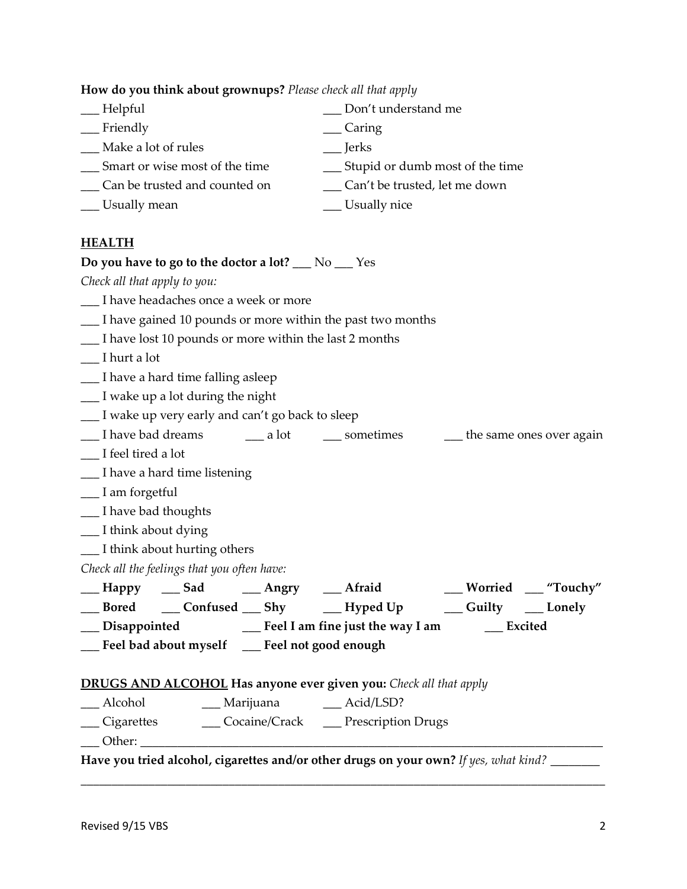**How do you think about grownups?** *Please check all that apply*

___ Helpful
___ Don't understand me
___ Friendly
___ Caring
___ Make a lot of rules
___ Jerks
___ Smart or wise most of the time
___ Stupid or dumb most of the time
___ Can be trusted and counted on
___ Can't be trusted, let me down
___ Usually mean
___ Usually nice

**<u>HEALTH</u>**

**Do you have to go to the doctor a lot?** ___ No ___ Yes

*Check all that apply to you:*

___ I have headaches once a week or more
___ I have gained 10 pounds or more within the past two months
___ I have lost 10 pounds or more within the last 2 months
___ I hurt a lot
___ I have a hard time falling asleep
___ I wake up a lot during the night
___ I wake up very early and can't go back to sleep
___ I have bad dreams ___ a lot ___ sometimes ___ the same ones over again
___ I feel tired a lot
___ I have a hard time listening
___ I am forgetful
___ I have bad thoughts
___ I think about dying
___ I think about hurting others

*Check all the feelings that you often have:*

**___ Happy ___ Sad ___ Angry ___ Afraid ___ Worried ___ "Touchy"**
**___ Bored ___ Confused ___ Shy ___ Hyped Up ___ Guilty ___ Lonely**
**___ Disappointed ___ Feel I am fine just the way I am ___ Excited**
**___ Feel bad about myself ___ Feel not good enough**

**<u>DRUGS AND ALCOHOL</u> Has anyone ever given you:** *Check all that apply*

___ Alcohol ___ Marijuana ___ Acid/LSD?
___ Cigarettes ___ Cocaine/Crack ___ Prescription Drugs
___ Other: ______________________________________________________________

**Have you tried alcohol, cigarettes and/or other drugs on your own?** *If yes, what kind?* ________
______________________________________________________________________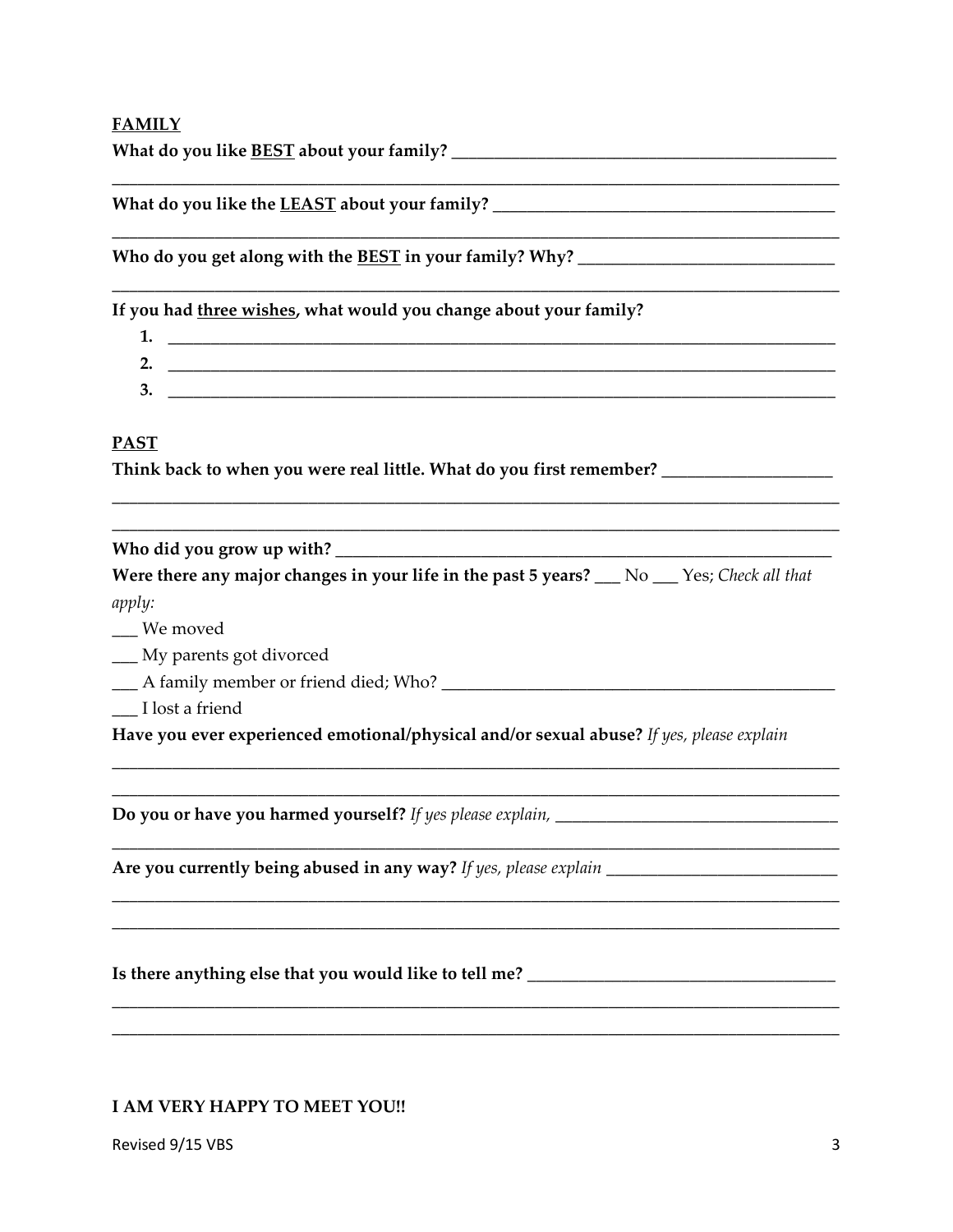**FAMILY**

**What do you like BEST about your family?** _______________________________________________

___________________________________________________________________________________________

**What do you like the LEAST about your family?** __________________________________________

___________________________________________________________________________________________

**Who do you get along with the BEST in your family? Why?** _______________________________

___________________________________________________________________________________________

**If you had three wishes, what would you change about your family?**

1. ________________________________________________________________________________
2. ________________________________________________________________________________
3. ________________________________________________________________________________

**PAST**

**Think back to when you were real little. What do you first remember?** ____________________

___________________________________________________________________________________________

___________________________________________________________________________________________

**Who did you grow up with?** _______________________________________________________________

**Were there any major changes in your life in the past 5 years?** ___ No ___ Yes; *Check all that apply:*

___ We moved

___ My parents got divorced

___ A family member or friend died; Who? ______________________________________________

___ I lost a friend

**Have you ever experienced emotional/physical and/or sexual abuse?** *If yes, please explain*

___________________________________________________________________________________________

___________________________________________________________________________________________

**Do you or have you harmed yourself?** *If yes please explain,* __________________________________

___________________________________________________________________________________________

**Are you currently being abused in any way?** *If yes, please explain* ___________________________

___________________________________________________________________________________________

___________________________________________________________________________________________

**Is there anything else that you would like to tell me?** ____________________________________

___________________________________________________________________________________________

___________________________________________________________________________________________

**I AM VERY HAPPY TO MEET YOU!!**

Revised 9/15 VBS